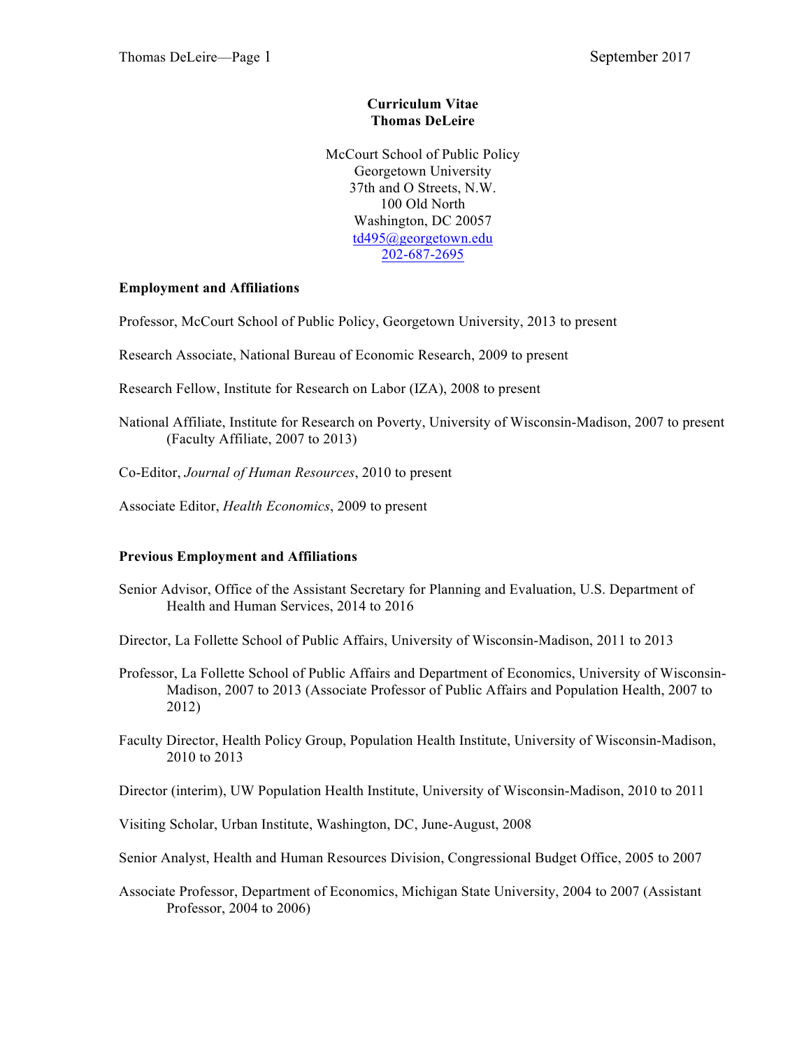**Curriculum Vitae**
**Thomas DeLeire**

McCourt School of Public Policy
Georgetown University
37th and O Streets, N.W.
100 Old North
Washington, DC 20057
td495@georgetown.edu
202-687-2695

**Employment and Affiliations**

Professor, McCourt School of Public Policy, Georgetown University, 2013 to present

Research Associate, National Bureau of Economic Research, 2009 to present

Research Fellow, Institute for Research on Labor (IZA), 2008 to present

National Affiliate, Institute for Research on Poverty, University of Wisconsin-Madison, 2007 to present (Faculty Affiliate, 2007 to 2013)

Co-Editor, *Journal of Human Resources*, 2010 to present

Associate Editor, *Health Economics*, 2009 to present

**Previous Employment and Affiliations**

Senior Advisor, Office of the Assistant Secretary for Planning and Evaluation, U.S. Department of Health and Human Services, 2014 to 2016

Director, La Follette School of Public Affairs, University of Wisconsin-Madison, 2011 to 2013

Professor, La Follette School of Public Affairs and Department of Economics, University of Wisconsin-Madison, 2007 to 2013 (Associate Professor of Public Affairs and Population Health, 2007 to 2012)

Faculty Director, Health Policy Group, Population Health Institute, University of Wisconsin-Madison, 2010 to 2013

Director (interim), UW Population Health Institute, University of Wisconsin-Madison, 2010 to 2011

Visiting Scholar, Urban Institute, Washington, DC, June-August, 2008

Senior Analyst, Health and Human Resources Division, Congressional Budget Office, 2005 to 2007

Associate Professor, Department of Economics, Michigan State University, 2004 to 2007 (Assistant Professor, 2004 to 2006)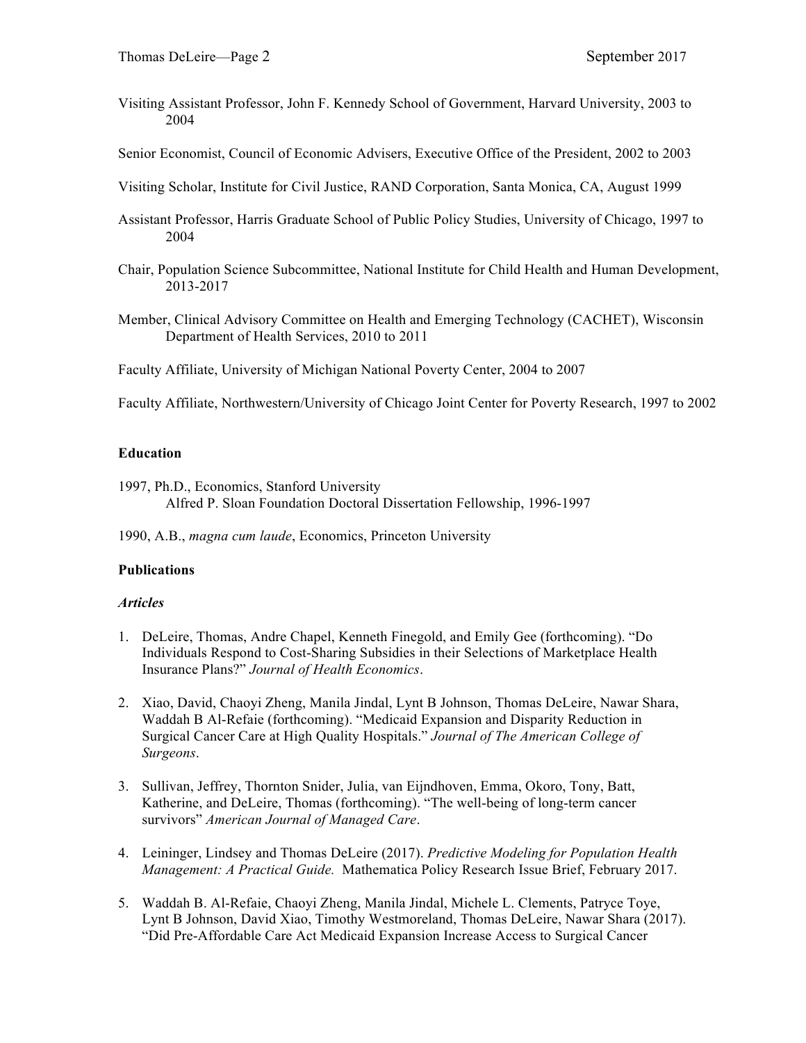Visiting Assistant Professor, John F. Kennedy School of Government, Harvard University, 2003 to 2004

Senior Economist, Council of Economic Advisers, Executive Office of the President, 2002 to 2003

Visiting Scholar, Institute for Civil Justice, RAND Corporation, Santa Monica, CA, August 1999

Assistant Professor, Harris Graduate School of Public Policy Studies, University of Chicago, 1997 to 2004

Chair, Population Science Subcommittee, National Institute for Child Health and Human Development, 2013-2017

Member, Clinical Advisory Committee on Health and Emerging Technology (CACHET), Wisconsin Department of Health Services, 2010 to 2011

Faculty Affiliate, University of Michigan National Poverty Center, 2004 to 2007

Faculty Affiliate, Northwestern/University of Chicago Joint Center for Poverty Research, 1997 to 2002

**Education**

1997, Ph.D., Economics, Stanford University
Alfred P. Sloan Foundation Doctoral Dissertation Fellowship, 1996-1997

1990, A.B., *magna cum laude*, Economics, Princeton University

**Publications**

***Articles***

1. DeLeire, Thomas, Andre Chapel, Kenneth Finegold, and Emily Gee (forthcoming). "Do Individuals Respond to Cost-Sharing Subsidies in their Selections of Marketplace Health Insurance Plans?" *Journal of Health Economics*.

2. Xiao, David, Chaoyi Zheng, Manila Jindal, Lynt B Johnson, Thomas DeLeire, Nawar Shara, Waddah B Al-Refaie (forthcoming). "Medicaid Expansion and Disparity Reduction in Surgical Cancer Care at High Quality Hospitals." *Journal of The American College of Surgeons*.

3. Sullivan, Jeffrey, Thornton Snider, Julia, van Eijndhoven, Emma, Okoro, Tony, Batt, Katherine, and DeLeire, Thomas (forthcoming). "The well-being of long-term cancer survivors" *American Journal of Managed Care*.

4. Leininger, Lindsey and Thomas DeLeire (2017). *Predictive Modeling for Population Health Management: A Practical Guide.* Mathematica Policy Research Issue Brief, February 2017.

5. Waddah B. Al-Refaie, Chaoyi Zheng, Manila Jindal, Michele L. Clements, Patryce Toye, Lynt B Johnson, David Xiao, Timothy Westmoreland, Thomas DeLeire, Nawar Shara (2017). "Did Pre-Affordable Care Act Medicaid Expansion Increase Access to Surgical Cancer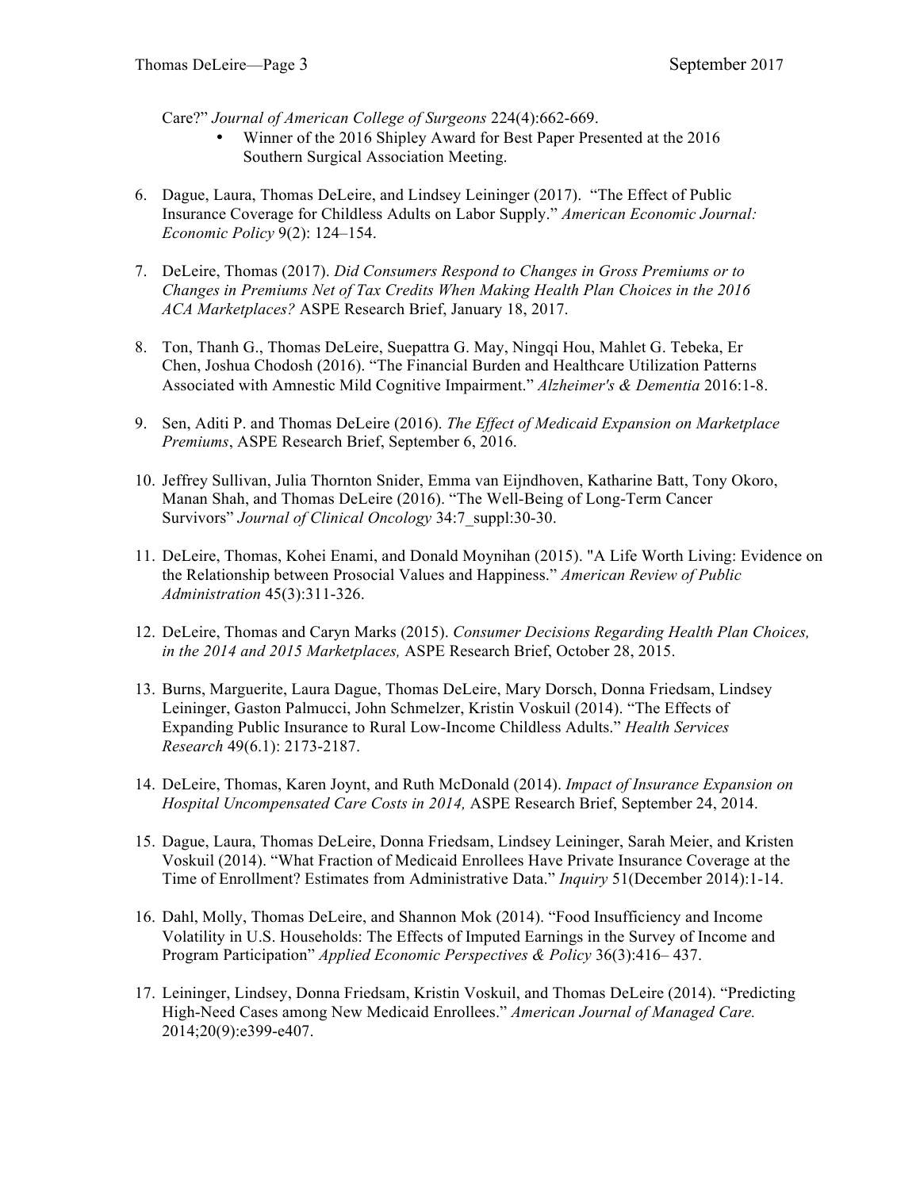Care?" *Journal of American College of Surgeons* 224(4):662-669.

- Winner of the 2016 Shipley Award for Best Paper Presented at the 2016 Southern Surgical Association Meeting.

6. Dague, Laura, Thomas DeLeire, and Lindsey Leininger (2017). "The Effect of Public Insurance Coverage for Childless Adults on Labor Supply." *American Economic Journal: Economic Policy* 9(2): 124–154.

7. DeLeire, Thomas (2017). *Did Consumers Respond to Changes in Gross Premiums or to Changes in Premiums Net of Tax Credits When Making Health Plan Choices in the 2016 ACA Marketplaces?* ASPE Research Brief, January 18, 2017.

8. Ton, Thanh G., Thomas DeLeire, Suepattra G. May, Ningqi Hou, Mahlet G. Tebeka, Er Chen, Joshua Chodosh (2016). "The Financial Burden and Healthcare Utilization Patterns Associated with Amnestic Mild Cognitive Impairment." *Alzheimer's & Dementia* 2016:1-8.

9. Sen, Aditi P. and Thomas DeLeire (2016). *The Effect of Medicaid Expansion on Marketplace Premiums*, ASPE Research Brief, September 6, 2016.

10. Jeffrey Sullivan, Julia Thornton Snider, Emma van Eijndhoven, Katharine Batt, Tony Okoro, Manan Shah, and Thomas DeLeire (2016). "The Well-Being of Long-Term Cancer Survivors" *Journal of Clinical Oncology* 34:7_suppl:30-30.

11. DeLeire, Thomas, Kohei Enami, and Donald Moynihan (2015). "A Life Worth Living: Evidence on the Relationship between Prosocial Values and Happiness." *American Review of Public Administration* 45(3):311-326.

12. DeLeire, Thomas and Caryn Marks (2015). *Consumer Decisions Regarding Health Plan Choices, in the 2014 and 2015 Marketplaces,* ASPE Research Brief, October 28, 2015.

13. Burns, Marguerite, Laura Dague, Thomas DeLeire, Mary Dorsch, Donna Friedsam, Lindsey Leininger, Gaston Palmucci, John Schmelzer, Kristin Voskuil (2014). "The Effects of Expanding Public Insurance to Rural Low-Income Childless Adults." *Health Services Research* 49(6.1): 2173-2187.

14. DeLeire, Thomas, Karen Joynt, and Ruth McDonald (2014). *Impact of Insurance Expansion on Hospital Uncompensated Care Costs in 2014,* ASPE Research Brief, September 24, 2014.

15. Dague, Laura, Thomas DeLeire, Donna Friedsam, Lindsey Leininger, Sarah Meier, and Kristen Voskuil (2014). "What Fraction of Medicaid Enrollees Have Private Insurance Coverage at the Time of Enrollment? Estimates from Administrative Data." *Inquiry* 51(December 2014):1-14.

16. Dahl, Molly, Thomas DeLeire, and Shannon Mok (2014). "Food Insufficiency and Income Volatility in U.S. Households: The Effects of Imputed Earnings in the Survey of Income and Program Participation" *Applied Economic Perspectives & Policy* 36(3):416– 437.

17. Leininger, Lindsey, Donna Friedsam, Kristin Voskuil, and Thomas DeLeire (2014). "Predicting High-Need Cases among New Medicaid Enrollees." *American Journal of Managed Care.* 2014;20(9):e399-e407.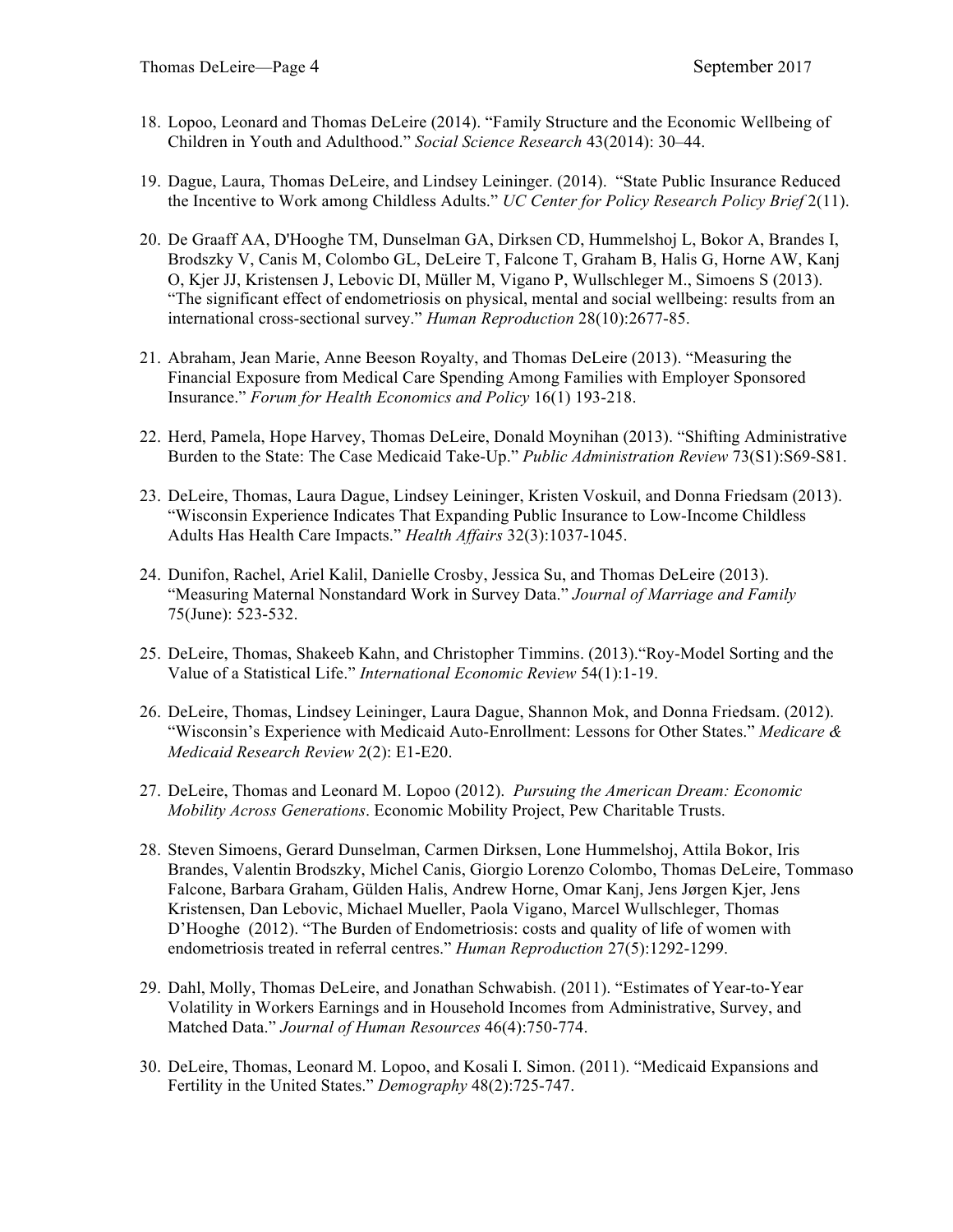18. Lopoo, Leonard and Thomas DeLeire (2014). "Family Structure and the Economic Wellbeing of Children in Youth and Adulthood." *Social Science Research* 43(2014): 30–44.

19. Dague, Laura, Thomas DeLeire, and Lindsey Leininger. (2014). "State Public Insurance Reduced the Incentive to Work among Childless Adults." *UC Center for Policy Research Policy Brief* 2(11).

20. De Graaff AA, D'Hooghe TM, Dunselman GA, Dirksen CD, Hummelshoj L, Bokor A, Brandes I, Brodszky V, Canis M, Colombo GL, DeLeire T, Falcone T, Graham B, Halis G, Horne AW, Kanj O, Kjer JJ, Kristensen J, Lebovic DI, Müller M, Vigano P, Wullschleger M., Simoens S (2013). "The significant effect of endometriosis on physical, mental and social wellbeing: results from an international cross-sectional survey." *Human Reproduction* 28(10):2677-85.

21. Abraham, Jean Marie, Anne Beeson Royalty, and Thomas DeLeire (2013). "Measuring the Financial Exposure from Medical Care Spending Among Families with Employer Sponsored Insurance." *Forum for Health Economics and Policy* 16(1) 193-218.

22. Herd, Pamela, Hope Harvey, Thomas DeLeire, Donald Moynihan (2013). "Shifting Administrative Burden to the State: The Case Medicaid Take-Up." *Public Administration Review* 73(S1):S69-S81.

23. DeLeire, Thomas, Laura Dague, Lindsey Leininger, Kristen Voskuil, and Donna Friedsam (2013). "Wisconsin Experience Indicates That Expanding Public Insurance to Low-Income Childless Adults Has Health Care Impacts." *Health Affairs* 32(3):1037-1045.

24. Dunifon, Rachel, Ariel Kalil, Danielle Crosby, Jessica Su, and Thomas DeLeire (2013). "Measuring Maternal Nonstandard Work in Survey Data." *Journal of Marriage and Family* 75(June): 523-532.

25. DeLeire, Thomas, Shakeeb Kahn, and Christopher Timmins. (2013)."Roy-Model Sorting and the Value of a Statistical Life." *International Economic Review* 54(1):1-19.

26. DeLeire, Thomas, Lindsey Leininger, Laura Dague, Shannon Mok, and Donna Friedsam. (2012). "Wisconsin's Experience with Medicaid Auto-Enrollment: Lessons for Other States." *Medicare & Medicaid Research Review* 2(2): E1-E20.

27. DeLeire, Thomas and Leonard M. Lopoo (2012). *Pursuing the American Dream: Economic Mobility Across Generations*. Economic Mobility Project, Pew Charitable Trusts.

28. Steven Simoens, Gerard Dunselman, Carmen Dirksen, Lone Hummelshoj, Attila Bokor, Iris Brandes, Valentin Brodszky, Michel Canis, Giorgio Lorenzo Colombo, Thomas DeLeire, Tommaso Falcone, Barbara Graham, Gülden Halis, Andrew Horne, Omar Kanj, Jens Jørgen Kjer, Jens Kristensen, Dan Lebovic, Michael Mueller, Paola Vigano, Marcel Wullschleger, Thomas D'Hooghe (2012). "The Burden of Endometriosis: costs and quality of life of women with endometriosis treated in referral centres." *Human Reproduction* 27(5):1292-1299.

29. Dahl, Molly, Thomas DeLeire, and Jonathan Schwabish. (2011). "Estimates of Year-to-Year Volatility in Workers Earnings and in Household Incomes from Administrative, Survey, and Matched Data." *Journal of Human Resources* 46(4):750-774.

30. DeLeire, Thomas, Leonard M. Lopoo, and Kosali I. Simon. (2011). "Medicaid Expansions and Fertility in the United States." *Demography* 48(2):725-747.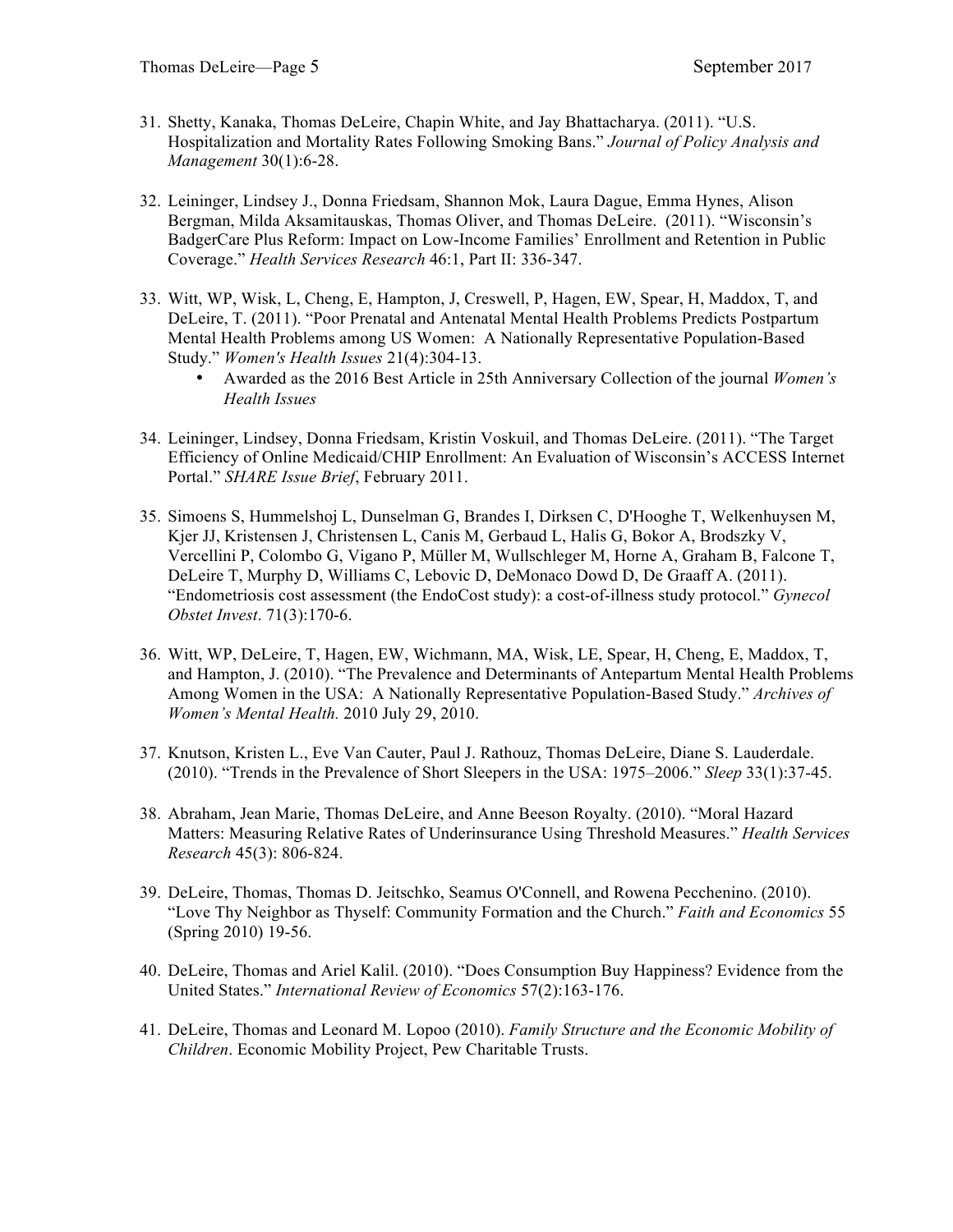31. Shetty, Kanaka, Thomas DeLeire, Chapin White, and Jay Bhattacharya. (2011). "U.S. Hospitalization and Mortality Rates Following Smoking Bans." *Journal of Policy Analysis and Management* 30(1):6-28.

32. Leininger, Lindsey J., Donna Friedsam, Shannon Mok, Laura Dague, Emma Hynes, Alison Bergman, Milda Aksamitauskas, Thomas Oliver, and Thomas DeLeire. (2011). "Wisconsin's BadgerCare Plus Reform: Impact on Low-Income Families' Enrollment and Retention in Public Coverage." *Health Services Research* 46:1, Part II: 336-347.

33. Witt, WP, Wisk, L, Cheng, E, Hampton, J, Creswell, P, Hagen, EW, Spear, H, Maddox, T, and DeLeire, T. (2011). "Poor Prenatal and Antenatal Mental Health Problems Predicts Postpartum Mental Health Problems among US Women: A Nationally Representative Population-Based Study." *Women's Health Issues* 21(4):304-13.
    - Awarded as the 2016 Best Article in 25th Anniversary Collection of the journal *Women's Health Issues*

34. Leininger, Lindsey, Donna Friedsam, Kristin Voskuil, and Thomas DeLeire. (2011). "The Target Efficiency of Online Medicaid/CHIP Enrollment: An Evaluation of Wisconsin's ACCESS Internet Portal." *SHARE Issue Brief*, February 2011.

35. Simoens S, Hummelshoj L, Dunselman G, Brandes I, Dirksen C, D'Hooghe T, Welkenhuysen M, Kjer JJ, Kristensen J, Christensen L, Canis M, Gerbaud L, Halis G, Bokor A, Brodszky V, Vercellini P, Colombo G, Vigano P, Müller M, Wullschleger M, Horne A, Graham B, Falcone T, DeLeire T, Murphy D, Williams C, Lebovic D, DeMonaco Dowd D, De Graaff A. (2011). "Endometriosis cost assessment (the EndoCost study): a cost-of-illness study protocol." *Gynecol Obstet Invest*. 71(3):170-6.

36. Witt, WP, DeLeire, T, Hagen, EW, Wichmann, MA, Wisk, LE, Spear, H, Cheng, E, Maddox, T, and Hampton, J. (2010). "The Prevalence and Determinants of Antepartum Mental Health Problems Among Women in the USA: A Nationally Representative Population-Based Study." *Archives of Women's Mental Health.* 2010 July 29, 2010.

37. Knutson, Kristen L., Eve Van Cauter, Paul J. Rathouz, Thomas DeLeire, Diane S. Lauderdale. (2010). "Trends in the Prevalence of Short Sleepers in the USA: 1975–2006." *Sleep* 33(1):37-45.

38. Abraham, Jean Marie, Thomas DeLeire, and Anne Beeson Royalty. (2010). "Moral Hazard Matters: Measuring Relative Rates of Underinsurance Using Threshold Measures." *Health Services Research* 45(3): 806-824.

39. DeLeire, Thomas, Thomas D. Jeitschko, Seamus O'Connell, and Rowena Pecchenino. (2010). "Love Thy Neighbor as Thyself: Community Formation and the Church." *Faith and Economics* 55 (Spring 2010) 19-56.

40. DeLeire, Thomas and Ariel Kalil. (2010). "Does Consumption Buy Happiness? Evidence from the United States." *International Review of Economics* 57(2):163-176.

41. DeLeire, Thomas and Leonard M. Lopoo (2010). *Family Structure and the Economic Mobility of Children*. Economic Mobility Project, Pew Charitable Trusts.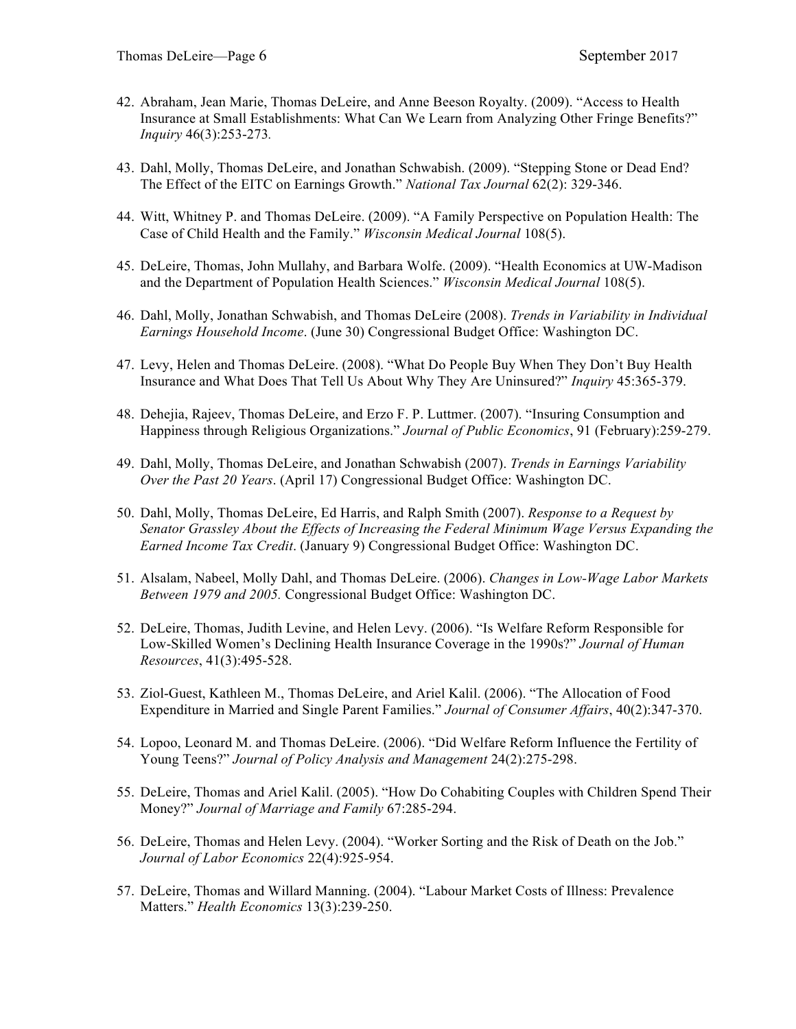42. Abraham, Jean Marie, Thomas DeLeire, and Anne Beeson Royalty. (2009). "Access to Health Insurance at Small Establishments: What Can We Learn from Analyzing Other Fringe Benefits?" *Inquiry* 46(3):253-273.

43. Dahl, Molly, Thomas DeLeire, and Jonathan Schwabish. (2009). "Stepping Stone or Dead End? The Effect of the EITC on Earnings Growth." *National Tax Journal* 62(2): 329-346.

44. Witt, Whitney P. and Thomas DeLeire. (2009). "A Family Perspective on Population Health: The Case of Child Health and the Family." *Wisconsin Medical Journal* 108(5).

45. DeLeire, Thomas, John Mullahy, and Barbara Wolfe. (2009). "Health Economics at UW-Madison and the Department of Population Health Sciences." *Wisconsin Medical Journal* 108(5).

46. Dahl, Molly, Jonathan Schwabish, and Thomas DeLeire (2008). *Trends in Variability in Individual Earnings Household Income*. (June 30) Congressional Budget Office: Washington DC.

47. Levy, Helen and Thomas DeLeire. (2008). "What Do People Buy When They Don't Buy Health Insurance and What Does That Tell Us About Why They Are Uninsured?" *Inquiry* 45:365-379.

48. Dehejia, Rajeev, Thomas DeLeire, and Erzo F. P. Luttmer. (2007). "Insuring Consumption and Happiness through Religious Organizations." *Journal of Public Economics*, 91 (February):259-279.

49. Dahl, Molly, Thomas DeLeire, and Jonathan Schwabish (2007). *Trends in Earnings Variability Over the Past 20 Years*. (April 17) Congressional Budget Office: Washington DC.

50. Dahl, Molly, Thomas DeLeire, Ed Harris, and Ralph Smith (2007). *Response to a Request by Senator Grassley About the Effects of Increasing the Federal Minimum Wage Versus Expanding the Earned Income Tax Credit*. (January 9) Congressional Budget Office: Washington DC.

51. Alsalam, Nabeel, Molly Dahl, and Thomas DeLeire. (2006). *Changes in Low-Wage Labor Markets Between 1979 and 2005.* Congressional Budget Office: Washington DC.

52. DeLeire, Thomas, Judith Levine, and Helen Levy. (2006). "Is Welfare Reform Responsible for Low-Skilled Women's Declining Health Insurance Coverage in the 1990s?" *Journal of Human Resources*, 41(3):495-528.

53. Ziol-Guest, Kathleen M., Thomas DeLeire, and Ariel Kalil. (2006). "The Allocation of Food Expenditure in Married and Single Parent Families." *Journal of Consumer Affairs*, 40(2):347-370.

54. Lopoo, Leonard M. and Thomas DeLeire. (2006). "Did Welfare Reform Influence the Fertility of Young Teens?" *Journal of Policy Analysis and Management* 24(2):275-298.

55. DeLeire, Thomas and Ariel Kalil. (2005). "How Do Cohabiting Couples with Children Spend Their Money?" *Journal of Marriage and Family* 67:285-294.

56. DeLeire, Thomas and Helen Levy. (2004). "Worker Sorting and the Risk of Death on the Job." *Journal of Labor Economics* 22(4):925-954.

57. DeLeire, Thomas and Willard Manning. (2004). "Labour Market Costs of Illness: Prevalence Matters." *Health Economics* 13(3):239-250.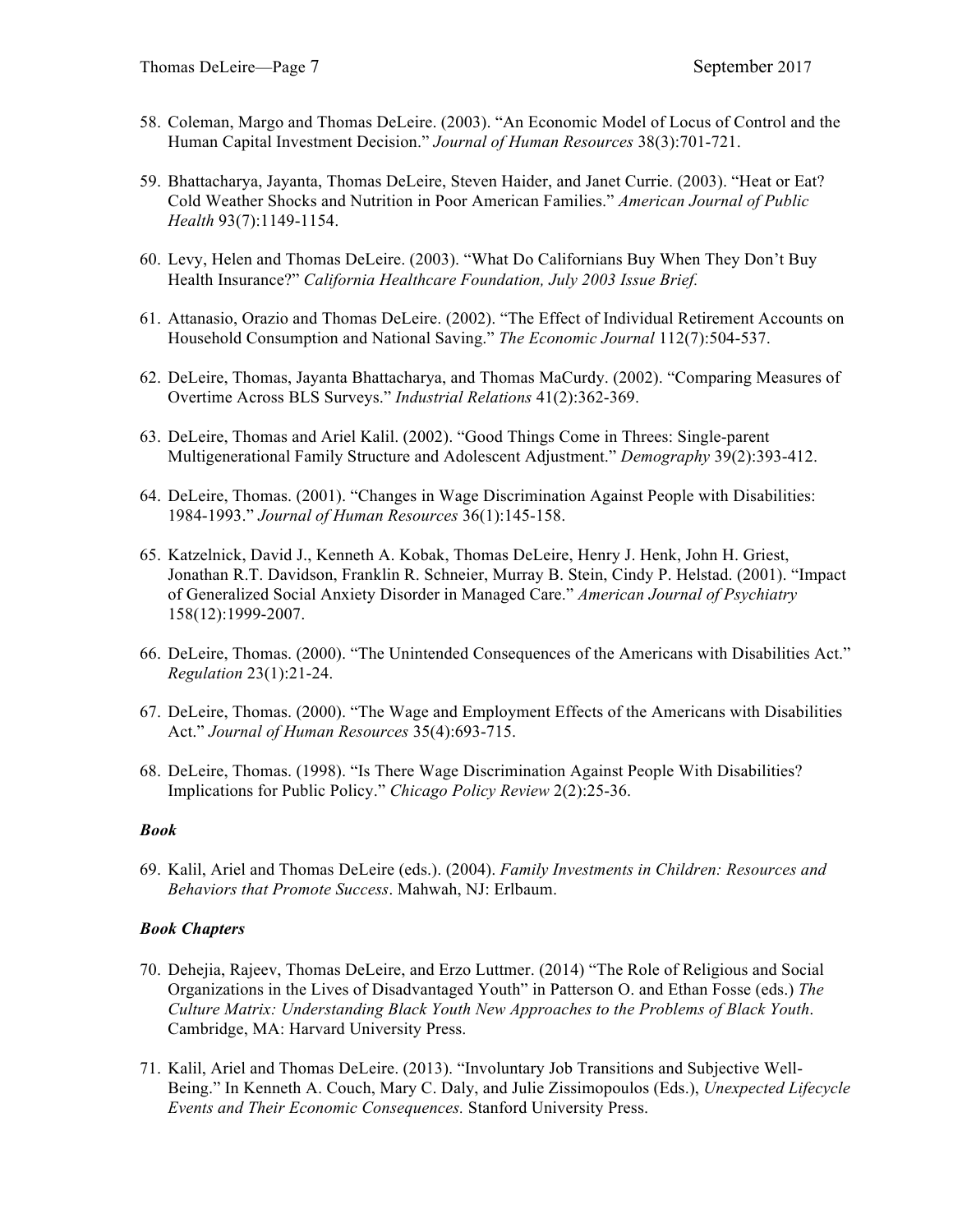58. Coleman, Margo and Thomas DeLeire. (2003). "An Economic Model of Locus of Control and the Human Capital Investment Decision." *Journal of Human Resources* 38(3):701-721.

59. Bhattacharya, Jayanta, Thomas DeLeire, Steven Haider, and Janet Currie. (2003). "Heat or Eat? Cold Weather Shocks and Nutrition in Poor American Families." *American Journal of Public Health* 93(7):1149-1154.

60. Levy, Helen and Thomas DeLeire. (2003). "What Do Californians Buy When They Don't Buy Health Insurance?" *California Healthcare Foundation, July 2003 Issue Brief.*

61. Attanasio, Orazio and Thomas DeLeire. (2002). "The Effect of Individual Retirement Accounts on Household Consumption and National Saving." *The Economic Journal* 112(7):504-537.

62. DeLeire, Thomas, Jayanta Bhattacharya, and Thomas MaCurdy. (2002). "Comparing Measures of Overtime Across BLS Surveys." *Industrial Relations* 41(2):362-369.

63. DeLeire, Thomas and Ariel Kalil. (2002). "Good Things Come in Threes: Single-parent Multigenerational Family Structure and Adolescent Adjustment." *Demography* 39(2):393-412.

64. DeLeire, Thomas. (2001). "Changes in Wage Discrimination Against People with Disabilities: 1984-1993." *Journal of Human Resources* 36(1):145-158.

65. Katzelnick, David J., Kenneth A. Kobak, Thomas DeLeire, Henry J. Henk, John H. Griest, Jonathan R.T. Davidson, Franklin R. Schneier, Murray B. Stein, Cindy P. Helstad. (2001). "Impact of Generalized Social Anxiety Disorder in Managed Care." *American Journal of Psychiatry* 158(12):1999-2007.

66. DeLeire, Thomas. (2000). "The Unintended Consequences of the Americans with Disabilities Act." *Regulation* 23(1):21-24.

67. DeLeire, Thomas. (2000). "The Wage and Employment Effects of the Americans with Disabilities Act." *Journal of Human Resources* 35(4):693-715.

68. DeLeire, Thomas. (1998). "Is There Wage Discrimination Against People With Disabilities? Implications for Public Policy." *Chicago Policy Review* 2(2):25-36.

***Book***

69. Kalil, Ariel and Thomas DeLeire (eds.). (2004). *Family Investments in Children: Resources and Behaviors that Promote Success*. Mahwah, NJ: Erlbaum.

***Book Chapters***

70. Dehejia, Rajeev, Thomas DeLeire, and Erzo Luttmer. (2014) "The Role of Religious and Social Organizations in the Lives of Disadvantaged Youth" in Patterson O. and Ethan Fosse (eds.) *The Culture Matrix: Understanding Black Youth New Approaches to the Problems of Black Youth*. Cambridge, MA: Harvard University Press.

71. Kalil, Ariel and Thomas DeLeire. (2013). "Involuntary Job Transitions and Subjective Well-Being." In Kenneth A. Couch, Mary C. Daly, and Julie Zissimopoulos (Eds.), *Unexpected Lifecycle Events and Their Economic Consequences.* Stanford University Press.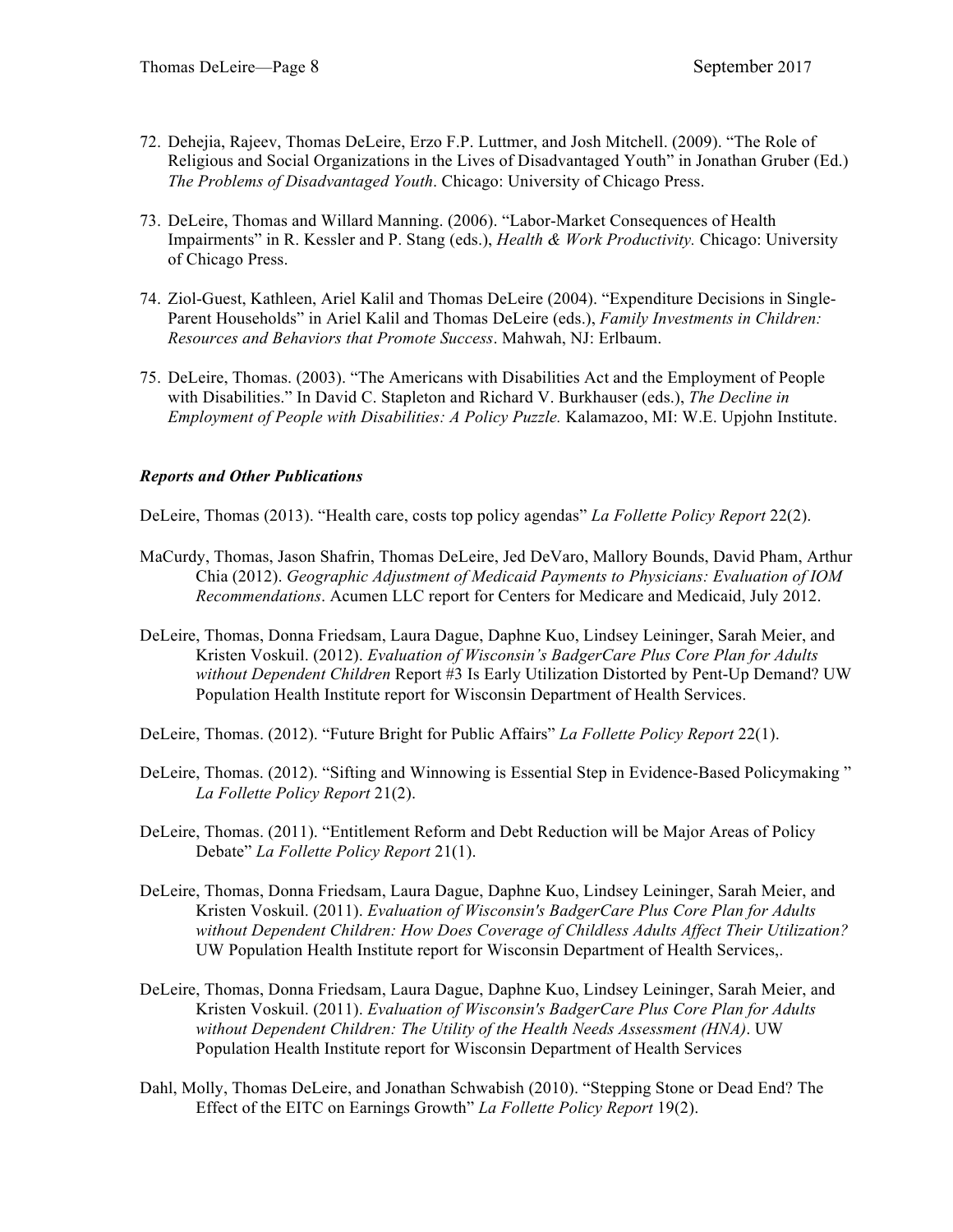72. Dehejia, Rajeev, Thomas DeLeire, Erzo F.P. Luttmer, and Josh Mitchell. (2009). "The Role of Religious and Social Organizations in the Lives of Disadvantaged Youth" in Jonathan Gruber (Ed.) *The Problems of Disadvantaged Youth*. Chicago: University of Chicago Press.

73. DeLeire, Thomas and Willard Manning. (2006). "Labor-Market Consequences of Health Impairments" in R. Kessler and P. Stang (eds.), *Health & Work Productivity.* Chicago: University of Chicago Press.

74. Ziol-Guest, Kathleen, Ariel Kalil and Thomas DeLeire (2004). "Expenditure Decisions in Single-Parent Households" in Ariel Kalil and Thomas DeLeire (eds.), *Family Investments in Children: Resources and Behaviors that Promote Success*. Mahwah, NJ: Erlbaum.

75. DeLeire, Thomas. (2003). "The Americans with Disabilities Act and the Employment of People with Disabilities." In David C. Stapleton and Richard V. Burkhauser (eds.), *The Decline in Employment of People with Disabilities: A Policy Puzzle.* Kalamazoo, MI: W.E. Upjohn Institute.

***Reports and Other Publications***

DeLeire, Thomas (2013). "Health care, costs top policy agendas" *La Follette Policy Report* 22(2).

MaCurdy, Thomas, Jason Shafrin, Thomas DeLeire, Jed DeVaro, Mallory Bounds, David Pham, Arthur Chia (2012). *Geographic Adjustment of Medicaid Payments to Physicians: Evaluation of IOM Recommendations*. Acumen LLC report for Centers for Medicare and Medicaid, July 2012.

DeLeire, Thomas, Donna Friedsam, Laura Dague, Daphne Kuo, Lindsey Leininger, Sarah Meier, and Kristen Voskuil. (2012). *Evaluation of Wisconsin's BadgerCare Plus Core Plan for Adults without Dependent Children* Report #3 Is Early Utilization Distorted by Pent-Up Demand? UW Population Health Institute report for Wisconsin Department of Health Services.

DeLeire, Thomas. (2012). "Future Bright for Public Affairs" *La Follette Policy Report* 22(1).

DeLeire, Thomas. (2012). "Sifting and Winnowing is Essential Step in Evidence-Based Policymaking " *La Follette Policy Report* 21(2).

DeLeire, Thomas. (2011). "Entitlement Reform and Debt Reduction will be Major Areas of Policy Debate" *La Follette Policy Report* 21(1).

DeLeire, Thomas, Donna Friedsam, Laura Dague, Daphne Kuo, Lindsey Leininger, Sarah Meier, and Kristen Voskuil. (2011). *Evaluation of Wisconsin's BadgerCare Plus Core Plan for Adults without Dependent Children: How Does Coverage of Childless Adults Affect Their Utilization?* UW Population Health Institute report for Wisconsin Department of Health Services,.

DeLeire, Thomas, Donna Friedsam, Laura Dague, Daphne Kuo, Lindsey Leininger, Sarah Meier, and Kristen Voskuil. (2011). *Evaluation of Wisconsin's BadgerCare Plus Core Plan for Adults without Dependent Children: The Utility of the Health Needs Assessment (HNA)*. UW Population Health Institute report for Wisconsin Department of Health Services

Dahl, Molly, Thomas DeLeire, and Jonathan Schwabish (2010). "Stepping Stone or Dead End? The Effect of the EITC on Earnings Growth" *La Follette Policy Report* 19(2).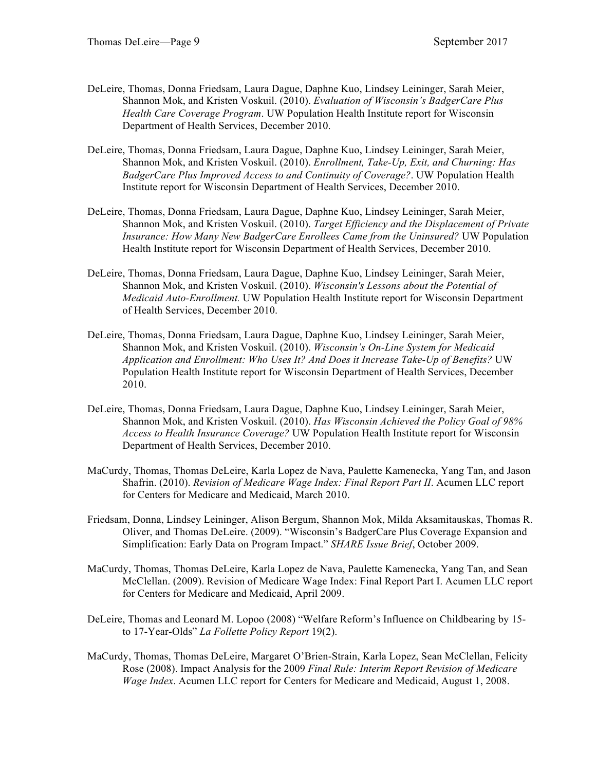DeLeire, Thomas, Donna Friedsam, Laura Dague, Daphne Kuo, Lindsey Leininger, Sarah Meier, Shannon Mok, and Kristen Voskuil. (2010). *Evaluation of Wisconsin's BadgerCare Plus Health Care Coverage Program*. UW Population Health Institute report for Wisconsin Department of Health Services, December 2010.

DeLeire, Thomas, Donna Friedsam, Laura Dague, Daphne Kuo, Lindsey Leininger, Sarah Meier, Shannon Mok, and Kristen Voskuil. (2010). *Enrollment, Take-Up, Exit, and Churning: Has BadgerCare Plus Improved Access to and Continuity of Coverage?*. UW Population Health Institute report for Wisconsin Department of Health Services, December 2010.

DeLeire, Thomas, Donna Friedsam, Laura Dague, Daphne Kuo, Lindsey Leininger, Sarah Meier, Shannon Mok, and Kristen Voskuil. (2010). *Target Efficiency and the Displacement of Private Insurance: How Many New BadgerCare Enrollees Came from the Uninsured?* UW Population Health Institute report for Wisconsin Department of Health Services, December 2010.

DeLeire, Thomas, Donna Friedsam, Laura Dague, Daphne Kuo, Lindsey Leininger, Sarah Meier, Shannon Mok, and Kristen Voskuil. (2010). *Wisconsin's Lessons about the Potential of Medicaid Auto-Enrollment.* UW Population Health Institute report for Wisconsin Department of Health Services, December 2010.

DeLeire, Thomas, Donna Friedsam, Laura Dague, Daphne Kuo, Lindsey Leininger, Sarah Meier, Shannon Mok, and Kristen Voskuil. (2010). *Wisconsin's On-Line System for Medicaid Application and Enrollment: Who Uses It? And Does it Increase Take-Up of Benefits?* UW Population Health Institute report for Wisconsin Department of Health Services, December 2010.

DeLeire, Thomas, Donna Friedsam, Laura Dague, Daphne Kuo, Lindsey Leininger, Sarah Meier, Shannon Mok, and Kristen Voskuil. (2010). *Has Wisconsin Achieved the Policy Goal of 98% Access to Health Insurance Coverage?* UW Population Health Institute report for Wisconsin Department of Health Services, December 2010.

MaCurdy, Thomas, Thomas DeLeire, Karla Lopez de Nava, Paulette Kamenecka, Yang Tan, and Jason Shafrin. (2010). *Revision of Medicare Wage Index: Final Report Part II*. Acumen LLC report for Centers for Medicare and Medicaid, March 2010.

Friedsam, Donna, Lindsey Leininger, Alison Bergum, Shannon Mok, Milda Aksamitauskas, Thomas R. Oliver, and Thomas DeLeire. (2009). "Wisconsin's BadgerCare Plus Coverage Expansion and Simplification: Early Data on Program Impact." *SHARE Issue Brief*, October 2009.

MaCurdy, Thomas, Thomas DeLeire, Karla Lopez de Nava, Paulette Kamenecka, Yang Tan, and Sean McClellan. (2009). Revision of Medicare Wage Index: Final Report Part I. Acumen LLC report for Centers for Medicare and Medicaid, April 2009.

DeLeire, Thomas and Leonard M. Lopoo (2008) "Welfare Reform's Influence on Childbearing by 15- to 17-Year-Olds" *La Follette Policy Report* 19(2).

MaCurdy, Thomas, Thomas DeLeire, Margaret O'Brien-Strain, Karla Lopez, Sean McClellan, Felicity Rose (2008). Impact Analysis for the 2009 *Final Rule: Interim Report Revision of Medicare Wage Index*. Acumen LLC report for Centers for Medicare and Medicaid, August 1, 2008.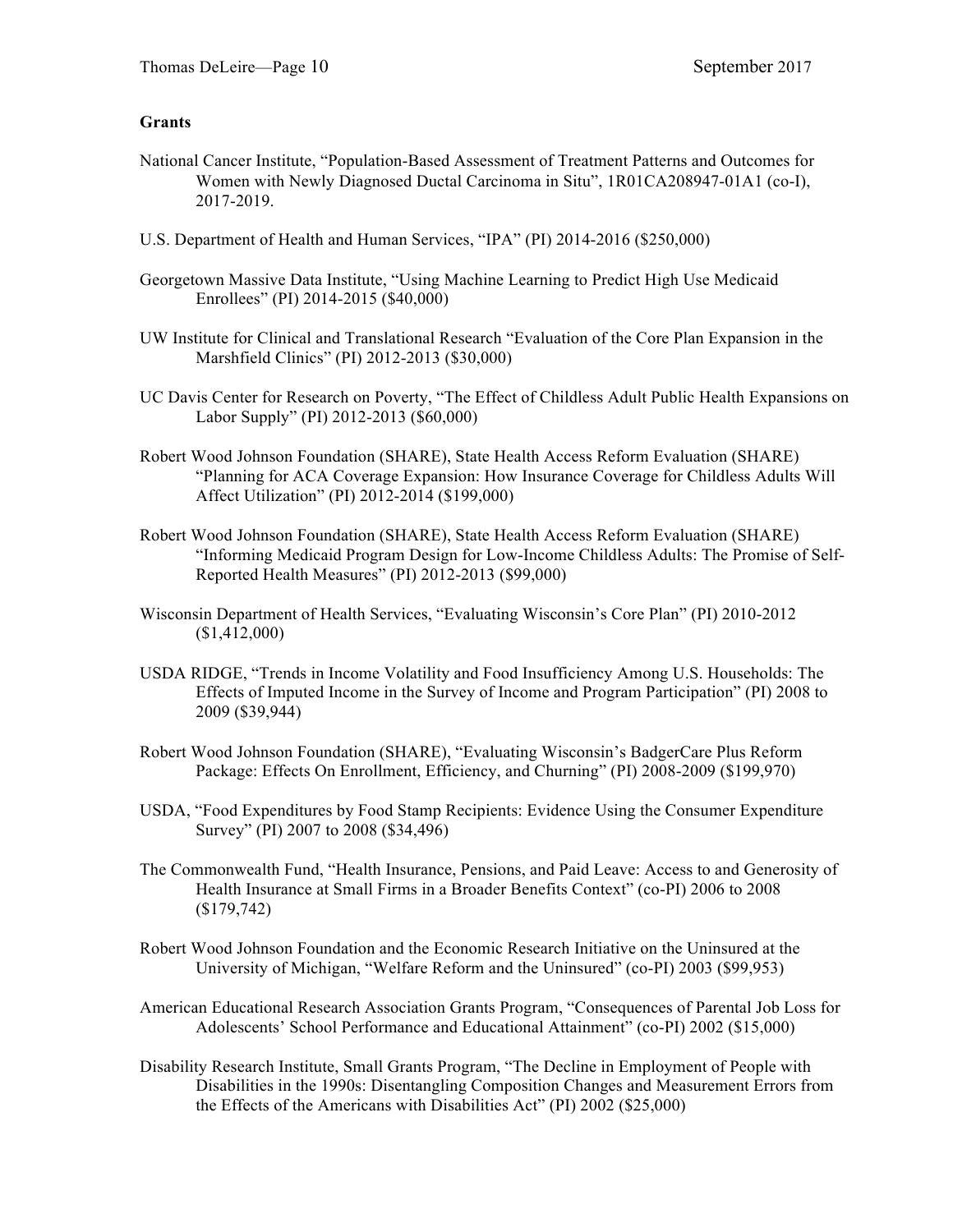**Grants**

National Cancer Institute, "Population-Based Assessment of Treatment Patterns and Outcomes for Women with Newly Diagnosed Ductal Carcinoma in Situ", 1R01CA208947-01A1 (co-I), 2017-2019.

U.S. Department of Health and Human Services, "IPA" (PI) 2014-2016 ($250,000)

Georgetown Massive Data Institute, "Using Machine Learning to Predict High Use Medicaid Enrollees" (PI) 2014-2015 ($40,000)

UW Institute for Clinical and Translational Research "Evaluation of the Core Plan Expansion in the Marshfield Clinics" (PI) 2012-2013 ($30,000)

UC Davis Center for Research on Poverty, "The Effect of Childless Adult Public Health Expansions on Labor Supply" (PI) 2012-2013 ($60,000)

Robert Wood Johnson Foundation (SHARE), State Health Access Reform Evaluation (SHARE) "Planning for ACA Coverage Expansion: How Insurance Coverage for Childless Adults Will Affect Utilization" (PI) 2012-2014 ($199,000)

Robert Wood Johnson Foundation (SHARE), State Health Access Reform Evaluation (SHARE) "Informing Medicaid Program Design for Low-Income Childless Adults: The Promise of Self-Reported Health Measures" (PI) 2012-2013 ($99,000)

Wisconsin Department of Health Services, "Evaluating Wisconsin's Core Plan" (PI) 2010-2012 ($1,412,000)

USDA RIDGE, "Trends in Income Volatility and Food Insufficiency Among U.S. Households: The Effects of Imputed Income in the Survey of Income and Program Participation" (PI) 2008 to 2009 ($39,944)

Robert Wood Johnson Foundation (SHARE), "Evaluating Wisconsin's BadgerCare Plus Reform Package: Effects On Enrollment, Efficiency, and Churning" (PI) 2008-2009 ($199,970)

USDA, "Food Expenditures by Food Stamp Recipients: Evidence Using the Consumer Expenditure Survey" (PI) 2007 to 2008 ($34,496)

The Commonwealth Fund, "Health Insurance, Pensions, and Paid Leave: Access to and Generosity of Health Insurance at Small Firms in a Broader Benefits Context" (co-PI) 2006 to 2008 ($179,742)

Robert Wood Johnson Foundation and the Economic Research Initiative on the Uninsured at the University of Michigan, "Welfare Reform and the Uninsured" (co-PI) 2003 ($99,953)

American Educational Research Association Grants Program, "Consequences of Parental Job Loss for Adolescents' School Performance and Educational Attainment" (co-PI) 2002 ($15,000)

Disability Research Institute, Small Grants Program, "The Decline in Employment of People with Disabilities in the 1990s: Disentangling Composition Changes and Measurement Errors from the Effects of the Americans with Disabilities Act" (PI) 2002 ($25,000)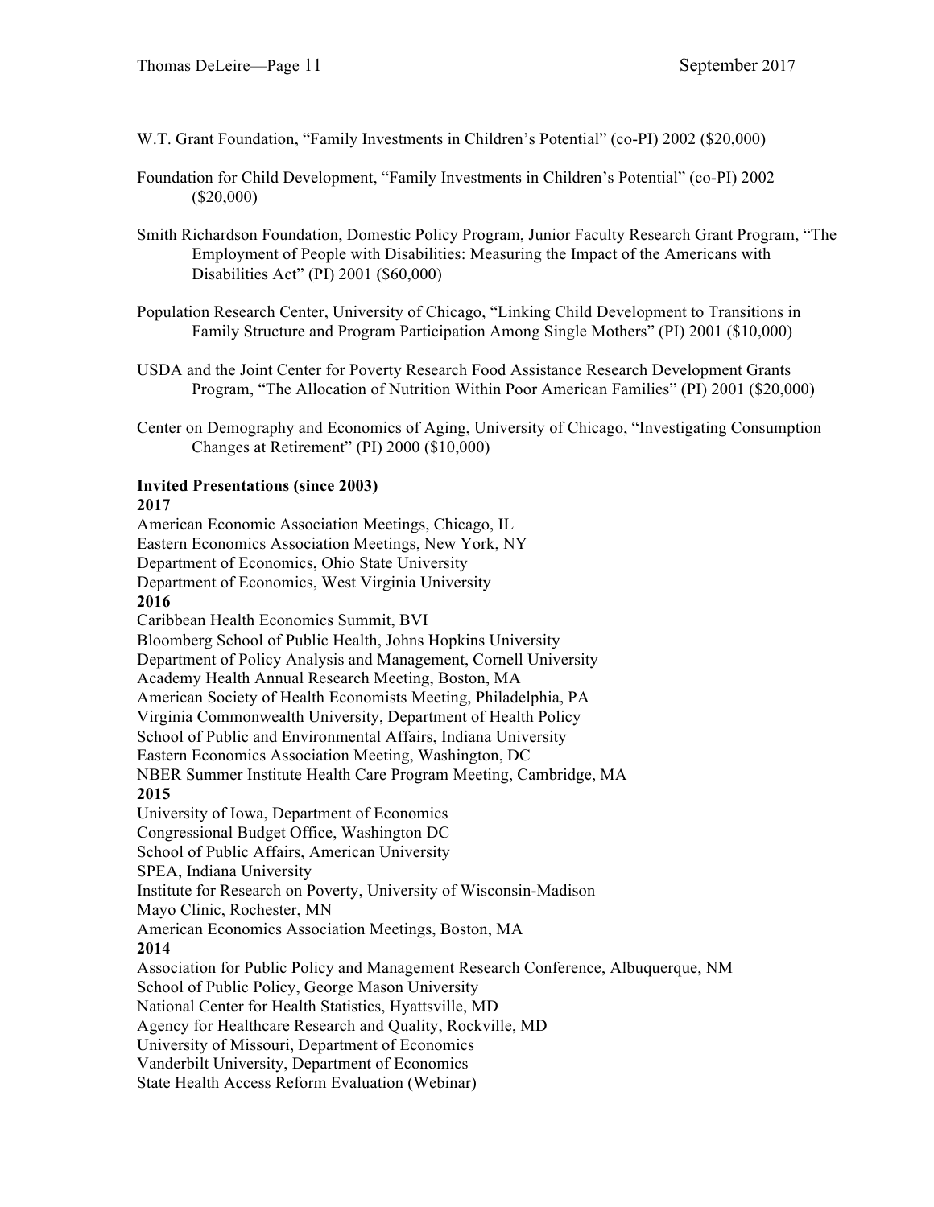W.T. Grant Foundation, "Family Investments in Children's Potential" (co-PI) 2002 ($20,000)

Foundation for Child Development, "Family Investments in Children's Potential" (co-PI) 2002 ($20,000)

Smith Richardson Foundation, Domestic Policy Program, Junior Faculty Research Grant Program, "The Employment of People with Disabilities: Measuring the Impact of the Americans with Disabilities Act" (PI) 2001 ($60,000)

Population Research Center, University of Chicago, "Linking Child Development to Transitions in Family Structure and Program Participation Among Single Mothers" (PI) 2001 ($10,000)

USDA and the Joint Center for Poverty Research Food Assistance Research Development Grants Program, "The Allocation of Nutrition Within Poor American Families" (PI) 2001 ($20,000)

Center on Demography and Economics of Aging, University of Chicago, "Investigating Consumption Changes at Retirement" (PI) 2000 ($10,000)

**Invited Presentations (since 2003)**

**2017**

American Economic Association Meetings, Chicago, IL
Eastern Economics Association Meetings, New York, NY
Department of Economics, Ohio State University
Department of Economics, West Virginia University

**2016**

Caribbean Health Economics Summit, BVI
Bloomberg School of Public Health, Johns Hopkins University
Department of Policy Analysis and Management, Cornell University
Academy Health Annual Research Meeting, Boston, MA
American Society of Health Economists Meeting, Philadelphia, PA
Virginia Commonwealth University, Department of Health Policy
School of Public and Environmental Affairs, Indiana University
Eastern Economics Association Meeting, Washington, DC
NBER Summer Institute Health Care Program Meeting, Cambridge, MA

**2015**

University of Iowa, Department of Economics
Congressional Budget Office, Washington DC
School of Public Affairs, American University
SPEA, Indiana University
Institute for Research on Poverty, University of Wisconsin-Madison
Mayo Clinic, Rochester, MN
American Economics Association Meetings, Boston, MA

**2014**

Association for Public Policy and Management Research Conference, Albuquerque, NM
School of Public Policy, George Mason University
National Center for Health Statistics, Hyattsville, MD
Agency for Healthcare Research and Quality, Rockville, MD
University of Missouri, Department of Economics
Vanderbilt University, Department of Economics
State Health Access Reform Evaluation (Webinar)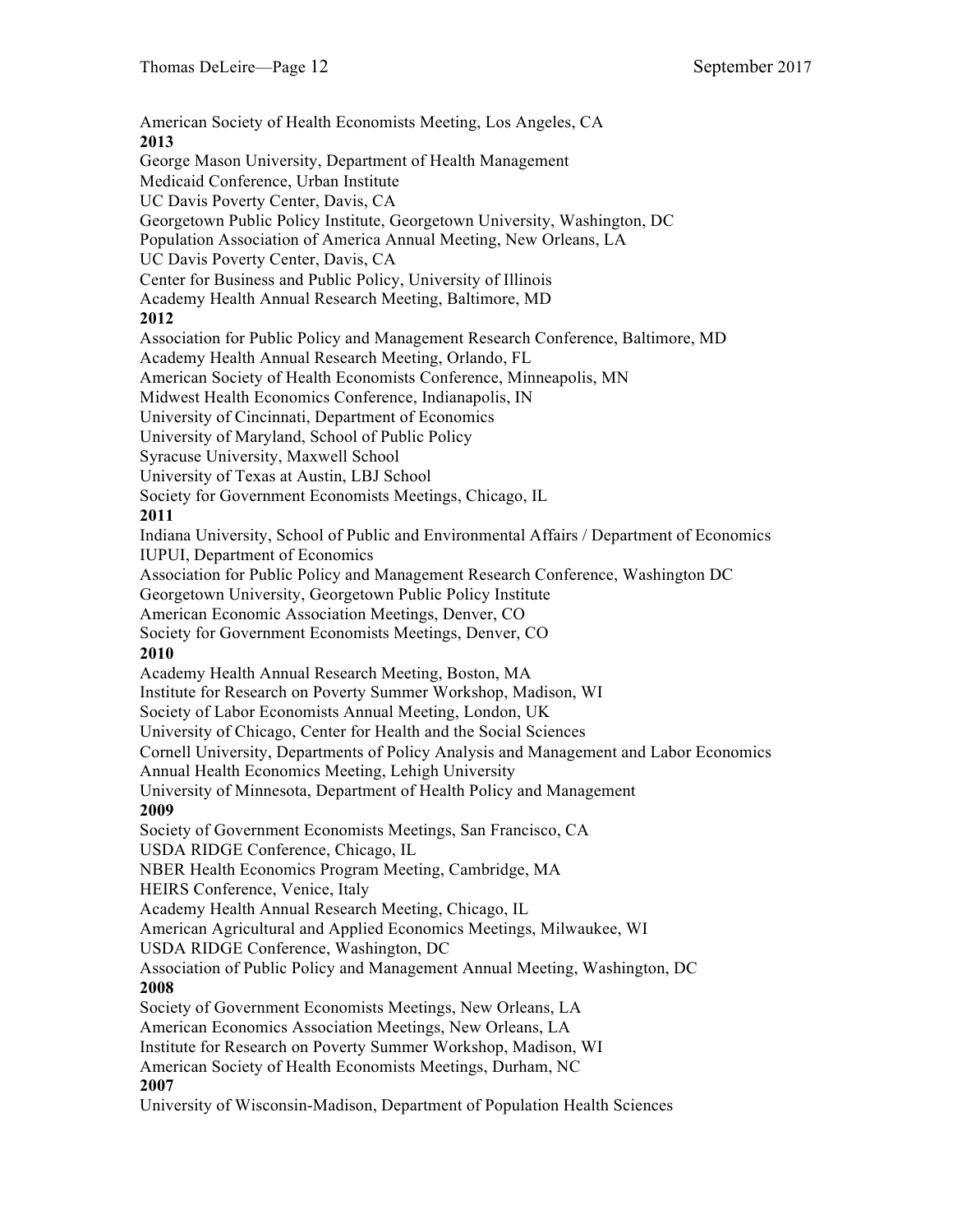American Society of Health Economists Meeting, Los Angeles, CA

**2013**

George Mason University, Department of Health Management
Medicaid Conference, Urban Institute
UC Davis Poverty Center, Davis, CA
Georgetown Public Policy Institute, Georgetown University, Washington, DC
Population Association of America Annual Meeting, New Orleans, LA
UC Davis Poverty Center, Davis, CA
Center for Business and Public Policy, University of Illinois
Academy Health Annual Research Meeting, Baltimore, MD

**2012**

Association for Public Policy and Management Research Conference, Baltimore, MD
Academy Health Annual Research Meeting, Orlando, FL
American Society of Health Economists Conference, Minneapolis, MN
Midwest Health Economics Conference, Indianapolis, IN
University of Cincinnati, Department of Economics
University of Maryland, School of Public Policy
Syracuse University, Maxwell School
University of Texas at Austin, LBJ School
Society for Government Economists Meetings, Chicago, IL

**2011**

Indiana University, School of Public and Environmental Affairs / Department of Economics
IUPUI, Department of Economics
Association for Public Policy and Management Research Conference, Washington DC
Georgetown University, Georgetown Public Policy Institute
American Economic Association Meetings, Denver, CO
Society for Government Economists Meetings, Denver, CO

**2010**

Academy Health Annual Research Meeting, Boston, MA
Institute for Research on Poverty Summer Workshop, Madison, WI
Society of Labor Economists Annual Meeting, London, UK
University of Chicago, Center for Health and the Social Sciences
Cornell University, Departments of Policy Analysis and Management and Labor Economics
Annual Health Economics Meeting, Lehigh University
University of Minnesota, Department of Health Policy and Management

**2009**

Society of Government Economists Meetings, San Francisco, CA
USDA RIDGE Conference, Chicago, IL
NBER Health Economics Program Meeting, Cambridge, MA
HEIRS Conference, Venice, Italy
Academy Health Annual Research Meeting, Chicago, IL
American Agricultural and Applied Economics Meetings, Milwaukee, WI
USDA RIDGE Conference, Washington, DC
Association of Public Policy and Management Annual Meeting, Washington, DC

**2008**

Society of Government Economists Meetings, New Orleans, LA
American Economics Association Meetings, New Orleans, LA
Institute for Research on Poverty Summer Workshop, Madison, WI
American Society of Health Economists Meetings, Durham, NC

**2007**

University of Wisconsin-Madison, Department of Population Health Sciences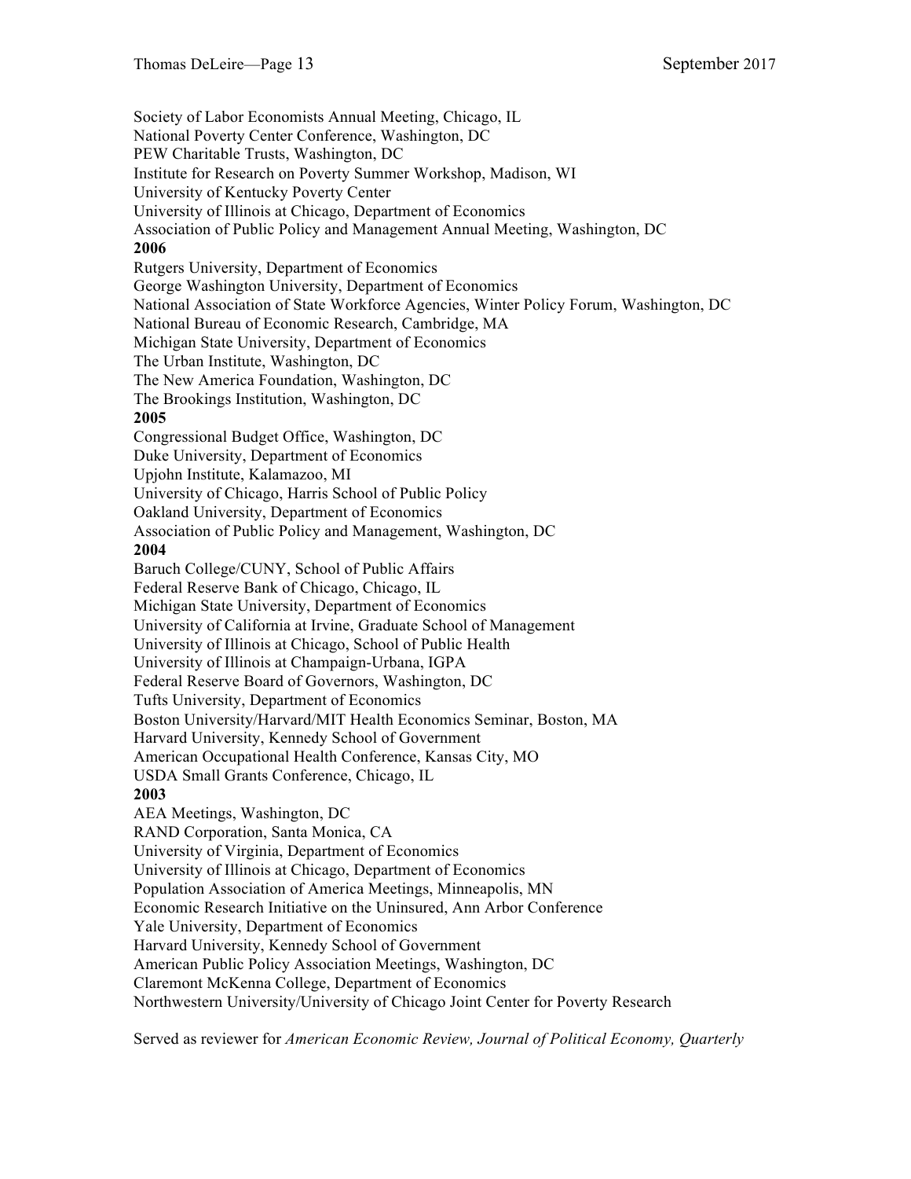Society of Labor Economists Annual Meeting, Chicago, IL
National Poverty Center Conference, Washington, DC
PEW Charitable Trusts, Washington, DC
Institute for Research on Poverty Summer Workshop, Madison, WI
University of Kentucky Poverty Center
University of Illinois at Chicago, Department of Economics
Association of Public Policy and Management Annual Meeting, Washington, DC

**2006**

Rutgers University, Department of Economics
George Washington University, Department of Economics
National Association of State Workforce Agencies, Winter Policy Forum, Washington, DC
National Bureau of Economic Research, Cambridge, MA
Michigan State University, Department of Economics
The Urban Institute, Washington, DC
The New America Foundation, Washington, DC
The Brookings Institution, Washington, DC

**2005**

Congressional Budget Office, Washington, DC
Duke University, Department of Economics
Upjohn Institute, Kalamazoo, MI
University of Chicago, Harris School of Public Policy
Oakland University, Department of Economics
Association of Public Policy and Management, Washington, DC

**2004**

Baruch College/CUNY, School of Public Affairs
Federal Reserve Bank of Chicago, Chicago, IL
Michigan State University, Department of Economics
University of California at Irvine, Graduate School of Management
University of Illinois at Chicago, School of Public Health
University of Illinois at Champaign-Urbana, IGPA
Federal Reserve Board of Governors, Washington, DC
Tufts University, Department of Economics
Boston University/Harvard/MIT Health Economics Seminar, Boston, MA
Harvard University, Kennedy School of Government
American Occupational Health Conference, Kansas City, MO
USDA Small Grants Conference, Chicago, IL

**2003**

AEA Meetings, Washington, DC
RAND Corporation, Santa Monica, CA
University of Virginia, Department of Economics
University of Illinois at Chicago, Department of Economics
Population Association of America Meetings, Minneapolis, MN
Economic Research Initiative on the Uninsured, Ann Arbor Conference
Yale University, Department of Economics
Harvard University, Kennedy School of Government
American Public Policy Association Meetings, Washington, DC
Claremont McKenna College, Department of Economics
Northwestern University/University of Chicago Joint Center for Poverty Research

Served as reviewer for *American Economic Review, Journal of Political Economy, Quarterly*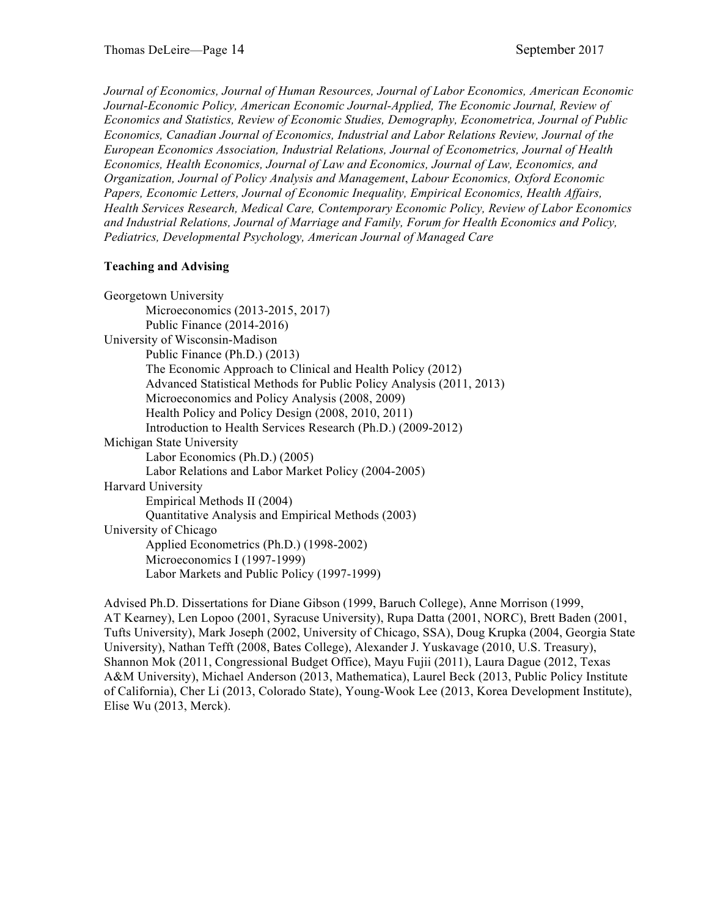*Journal of Economics, Journal of Human Resources, Journal of Labor Economics, American Economic Journal-Economic Policy, American Economic Journal-Applied, The Economic Journal, Review of Economics and Statistics, Review of Economic Studies, Demography, Econometrica, Journal of Public Economics, Canadian Journal of Economics, Industrial and Labor Relations Review, Journal of the European Economics Association, Industrial Relations, Journal of Econometrics, Journal of Health Economics, Health Economics, Journal of Law and Economics, Journal of Law, Economics, and Organization, Journal of Policy Analysis and Management*, *Labour Economics, Oxford Economic Papers, Economic Letters, Journal of Economic Inequality, Empirical Economics, Health Affairs, Health Services Research, Medical Care, Contemporary Economic Policy, Review of Labor Economics and Industrial Relations, Journal of Marriage and Family, Forum for Health Economics and Policy, Pediatrics, Developmental Psychology, American Journal of Managed Care*

**Teaching and Advising**

Georgetown University
- Microeconomics (2013-2015, 2017)
- Public Finance (2014-2016)

University of Wisconsin-Madison
- Public Finance (Ph.D.) (2013)
- The Economic Approach to Clinical and Health Policy (2012)
- Advanced Statistical Methods for Public Policy Analysis (2011, 2013)
- Microeconomics and Policy Analysis (2008, 2009)
- Health Policy and Policy Design (2008, 2010, 2011)
- Introduction to Health Services Research (Ph.D.) (2009-2012)

Michigan State University
- Labor Economics (Ph.D.) (2005)
- Labor Relations and Labor Market Policy (2004-2005)

Harvard University
- Empirical Methods II (2004)
- Quantitative Analysis and Empirical Methods (2003)

University of Chicago
- Applied Econometrics (Ph.D.) (1998-2002)
- Microeconomics I (1997-1999)
- Labor Markets and Public Policy (1997-1999)

Advised Ph.D. Dissertations for Diane Gibson (1999, Baruch College), Anne Morrison (1999, AT Kearney), Len Lopoo (2001, Syracuse University), Rupa Datta (2001, NORC), Brett Baden (2001, Tufts University), Mark Joseph (2002, University of Chicago, SSA), Doug Krupka (2004, Georgia State University), Nathan Tefft (2008, Bates College), Alexander J. Yuskavage (2010, U.S. Treasury), Shannon Mok (2011, Congressional Budget Office), Mayu Fujii (2011), Laura Dague (2012, Texas A&M University), Michael Anderson (2013, Mathematica), Laurel Beck (2013, Public Policy Institute of California), Cher Li (2013, Colorado State), Young-Wook Lee (2013, Korea Development Institute), Elise Wu (2013, Merck).